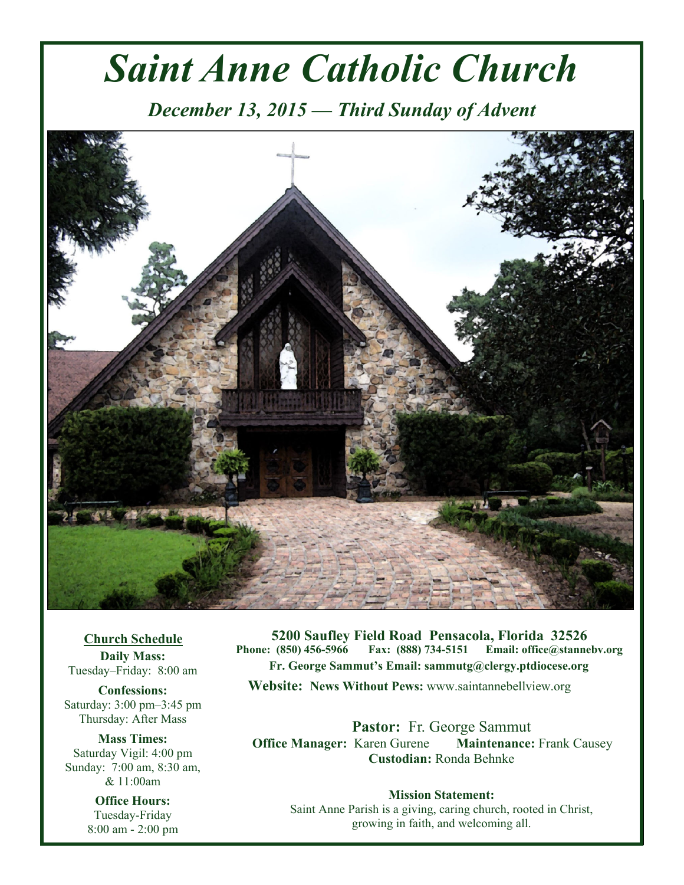# Saint Anne Catholic Church

## *December 13, 2015 — Third Sunday of Advent*

**Church Schedule**

**Daily Mass:**
Tuesday–Friday: 8:00 am

**Confessions:**
Saturday: 3:00 pm–3:45 pm
Thursday: After Mass

**Mass Times:**
Saturday Vigil: 4:00 pm
Sunday: 7:00 am, 8:30 am, & 11:00am

**Office Hours:**
Tuesday-Friday
8:00 am - 2:00 pm

**5200 Saufley Field Road Pensacola, Florida 32526**
**Phone: (850) 456-5966 Fax: (888) 734-5151 Email: office@stannebv.org**
**Fr. George Sammut's Email: sammutg@clergy.ptdiocese.org**

**Website: News Without Pews:** www.saintannebellview.org

**Pastor:** Fr. George Sammut
**Office Manager:** Karen Gurene **Maintenance:** Frank Causey
**Custodian:** Ronda Behnke

**Mission Statement:**
Saint Anne Parish is a giving, caring church, rooted in Christ, growing in faith, and welcoming all.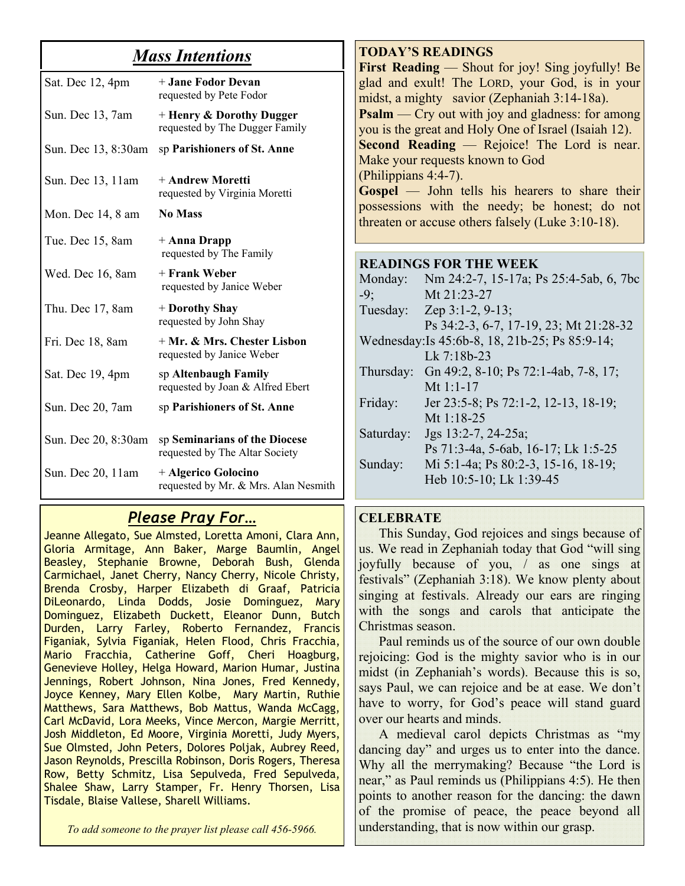## *Mass Intentions*

| | |
|---|---|
| Sat. Dec 12, 4pm | + **Jane Fodor Devan** requested by Pete Fodor |
| Sun. Dec 13, 7am | + **Henry & Dorothy Dugger** requested by The Dugger Family |
| Sun. Dec 13, 8:30am | sp **Parishioners of St. Anne** |
| Sun. Dec 13, 11am | + **Andrew Moretti** requested by Virginia Moretti |
| Mon. Dec 14, 8 am | **No Mass** |
| Tue. Dec 15, 8am | + **Anna Drapp** requested by The Family |
| Wed. Dec 16, 8am | + **Frank Weber** requested by Janice Weber |
| Thu. Dec 17, 8am | + **Dorothy Shay** requested by John Shay |
| Fri. Dec 18, 8am | + **Mr. & Mrs. Chester Lisbon** requested by Janice Weber |
| Sat. Dec 19, 4pm | sp **Altenbaugh Family** requested by Joan & Alfred Ebert |
| Sun. Dec 20, 7am | sp **Parishioners of St. Anne** |
| Sun. Dec 20, 8:30am | sp **Seminarians of the Diocese** requested by The Altar Society |
| Sun. Dec 20, 11am | + **Algerico Golocino** requested by Mr. & Mrs. Alan Nesmith |

## *Please Pray For…*

Jeanne Allegato, Sue Almsted, Loretta Amoni, Clara Ann, Gloria Armitage, Ann Baker, Marge Baumlin, Angel Beasley, Stephanie Browne, Deborah Bush, Glenda Carmichael, Janet Cherry, Nancy Cherry, Nicole Christy, Brenda Crosby, Harper Elizabeth di Graaf, Patricia DiLeonardo, Linda Dodds, Josie Dominguez, Mary Dominguez, Elizabeth Duckett, Eleanor Dunn, Butch Durden, Larry Farley, Roberto Fernandez, Francis Figaniak, Sylvia Figaniak, Helen Flood, Chris Fracchia, Mario Fracchia, Catherine Goff, Cheri Hoagburg, Genevieve Holley, Helga Howard, Marion Humar, Justina Jennings, Robert Johnson, Nina Jones, Fred Kennedy, Joyce Kenney, Mary Ellen Kolbe, Mary Martin, Ruthie Matthews, Sara Matthews, Bob Mattus, Wanda McCagg, Carl McDavid, Lora Meeks, Vince Mercon, Margie Merritt, Josh Middleton, Ed Moore, Virginia Moretti, Judy Myers, Sue Olmsted, John Peters, Dolores Poljak, Aubrey Reed, Jason Reynolds, Prescilla Robinson, Doris Rogers, Theresa Row, Betty Schmitz, Lisa Sepulveda, Fred Sepulveda, Shalee Shaw, Larry Stamper, Fr. Henry Thorsen, Lisa Tisdale, Blaise Vallese, Sharell Williams.

*To add someone to the prayer list please call 456-5966.*

## TODAY'S READINGS

**First Reading** — Shout for joy! Sing joyfully! Be glad and exult! The LORD, your God, is in your midst, a mighty savior (Zephaniah 3:14-18a).

**Psalm** — Cry out with joy and gladness: for among you is the great and Holy One of Israel (Isaiah 12).

**Second Reading** — Rejoice! The Lord is near. Make your requests known to God (Philippians 4:4-7).

**Gospel** — John tells his hearers to share their possessions with the needy; be honest; do not threaten or accuse others falsely (Luke 3:10-18).

## READINGS FOR THE WEEK

| | |
|---|---|
| Monday: | Nm 24:2-7, 15-17a; Ps 25:4-5ab, 6, 7bc -9; Mt 21:23-27 |
| Tuesday: | Zep 3:1-2, 9-13; Ps 34:2-3, 6-7, 17-19, 23; Mt 21:28-32 |
| Wednesday: | Is 45:6b-8, 18, 21b-25; Ps 85:9-14; Lk 7:18b-23 |
| Thursday: | Gn 49:2, 8-10; Ps 72:1-4ab, 7-8, 17; Mt 1:1-17 |
| Friday: | Jer 23:5-8; Ps 72:1-2, 12-13, 18-19; Mt 1:18-25 |
| Saturday: | Jgs 13:2-7, 24-25a; Ps 71:3-4a, 5-6ab, 16-17; Lk 1:5-25 |
| Sunday: | Mi 5:1-4a; Ps 80:2-3, 15-16, 18-19; Heb 10:5-10; Lk 1:39-45 |

## CELEBRATE

This Sunday, God rejoices and sings because of us. We read in Zephaniah today that God "will sing joyfully because of you, / as one sings at festivals" (Zephaniah 3:18). We know plenty about singing at festivals. Already our ears are ringing with the songs and carols that anticipate the Christmas season.

Paul reminds us of the source of our own double rejoicing: God is the mighty savior who is in our midst (in Zephaniah's words). Because this is so, says Paul, we can rejoice and be at ease. We don't have to worry, for God's peace will stand guard over our hearts and minds.

A medieval carol depicts Christmas as "my dancing day" and urges us to enter into the dance. Why all the merrymaking? Because "the Lord is near," as Paul reminds us (Philippians 4:5). He then points to another reason for the dancing: the dawn of the promise of peace, the peace beyond all understanding, that is now within our grasp.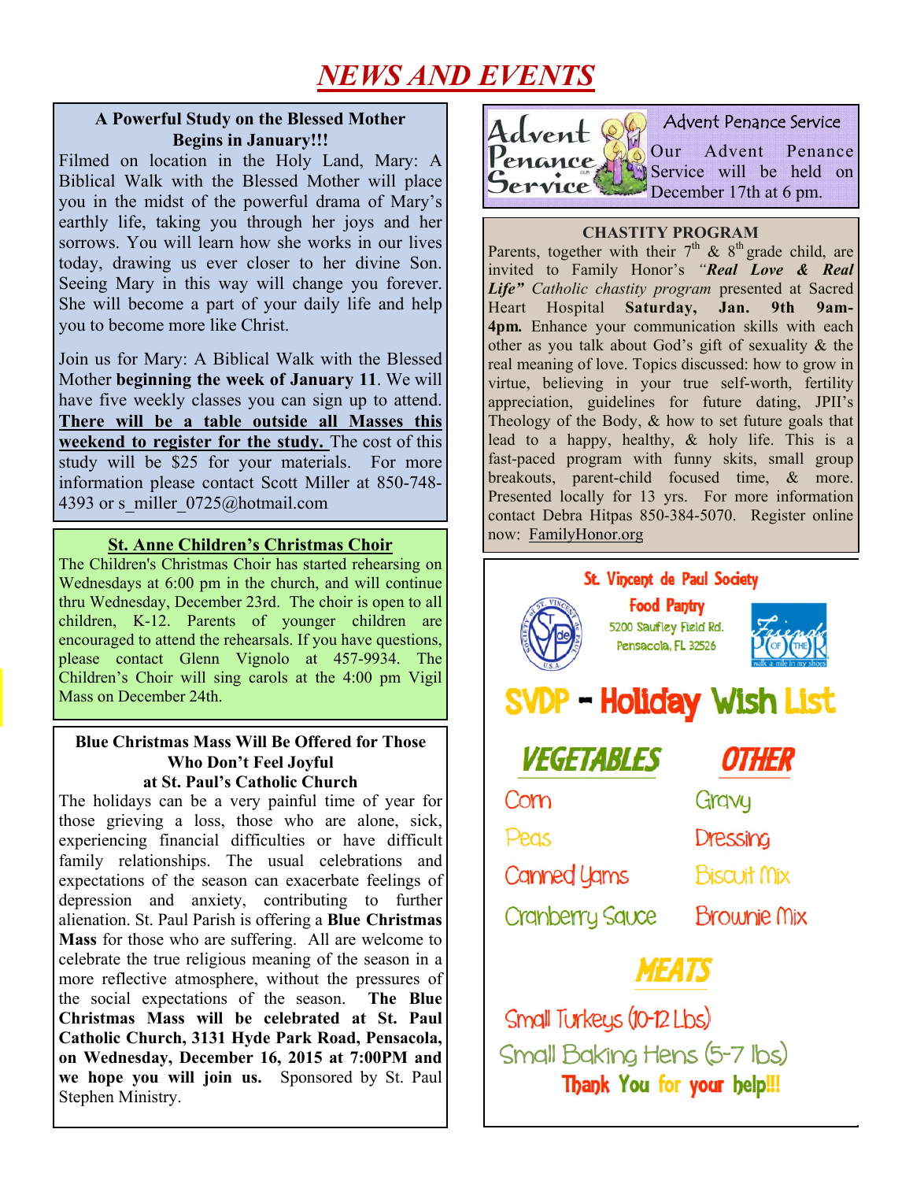# *NEWS AND EVENTS*

### A Powerful Study on the Blessed Mother Begins in January!!!

Filmed on location in the Holy Land, Mary: A Biblical Walk with the Blessed Mother will place you in the midst of the powerful drama of Mary's earthly life, taking you through her joys and her sorrows. You will learn how she works in our lives today, drawing us ever closer to her divine Son. Seeing Mary in this way will change you forever. She will become a part of your daily life and help you to become more like Christ.

Join us for Mary: A Biblical Walk with the Blessed Mother **beginning the week of January 11**. We will have five weekly classes you can sign up to attend. **There will be a table outside all Masses this weekend to register for the study.** The cost of this study will be $25 for your materials. For more information please contact Scott Miller at 850-748-4393 or s_miller_0725@hotmail.com

### St. Anne Children's Christmas Choir

The Children's Christmas Choir has started rehearsing on Wednesdays at 6:00 pm in the church, and will continue thru Wednesday, December 23rd. The choir is open to all children, K-12. Parents of younger children are encouraged to attend the rehearsals. If you have questions, please contact Glenn Vignolo at 457-9934. The Children's Choir will sing carols at the 4:00 pm Vigil Mass on December 24th.

### Blue Christmas Mass Will Be Offered for Those Who Don't Feel Joyful at St. Paul's Catholic Church

The holidays can be a very painful time of year for those grieving a loss, those who are alone, sick, experiencing financial difficulties or have difficult family relationships. The usual celebrations and expectations of the season can exacerbate feelings of depression and anxiety, contributing to further alienation. St. Paul Parish is offering a **Blue Christmas Mass** for those who are suffering. All are welcome to celebrate the true religious meaning of the season in a more reflective atmosphere, without the pressures of the social expectations of the season. **The Blue Christmas Mass will be celebrated at St. Paul Catholic Church, 3131 Hyde Park Road, Pensacola, on Wednesday, December 16, 2015 at 7:00PM and we hope you will join us.** Sponsored by St. Paul Stephen Ministry.

### Advent Penance Service

Our Advent Penance Service will be held on December 17th at 6 pm.

### CHASTITY PROGRAM

Parents, together with their 7th & 8th grade child, are invited to Family Honor's ***"Real Love & Real Life"*** *Catholic chastity program* presented at Sacred Heart Hospital **Saturday, Jan. 9th 9am-4pm.** Enhance your communication skills with each other as you talk about God's gift of sexuality & the real meaning of love. Topics discussed: how to grow in virtue, believing in your true self-worth, fertility appreciation, guidelines for future dating, JPII's Theology of the Body, & how to set future goals that lead to a happy, healthy, & holy life. This is a fast-paced program with funny skits, small group breakouts, parent-child focused time, & more. Presented locally for 13 yrs. For more information contact Debra Hitpas 850-384-5070. Register online now: FamilyHonor.org

### St. Vincent de Paul Society

**Food Pantry**
5200 Saufley Field Rd.
Pensacola, FL 32526

Friends of the Poor — walk a mile in my shoes

## SVDP - Holiday Wish List

**VEGETABLES**
- Corn
- Peas
- Canned Yams
- Cranberry Sauce

**OTHER**
- Gravy
- Dressing
- Biscuit Mix
- Brownie Mix

**MEATS**
- Small Turkeys (10-12 Lbs)
- Small Baking Hens (5-7 lbs)

**Thank You for your help!!!**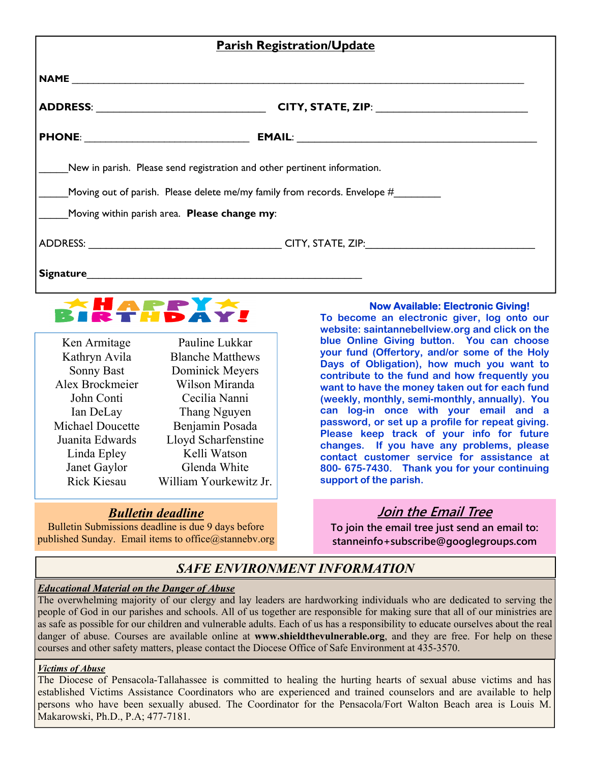## Parish Registration/Update

**NAME** ___________________________________________________________________________

**ADDRESS**: ______________________________ **CITY, STATE, ZIP**: _________________________

**PHONE**: ______________________________ **EMAIL**: ___________________________________________

_____New in parish. Please send registration and other pertinent information.

_____Moving out of parish. Please delete me/my family from records. Envelope #________

_____Moving within parish area. **Please change my**:

ADDRESS: __________________________________ CITY, STATE, ZIP:______________________________

**Signature**_________________________________________________

## HAPPY BIRTHDAY!

| | |
|---|---|
| Ken Armitage | Pauline Lukkar |
| Kathryn Avila | Blanche Matthews |
| Sonny Bast | Dominick Meyers |
| Alex Brockmeier | Wilson Miranda |
| John Conti | Cecilia Nanni |
| Ian DeLay | Thang Nguyen |
| Michael Doucette | Benjamin Posada |
| Juanita Edwards | Lloyd Scharfenstine |
| Linda Epley | Kelli Watson |
| Janet Gaylor | Glenda White |
| Rick Kiesau | William Yourkewitz Jr. |

### Now Available: Electronic Giving!

**To become an electronic giver, log onto our website: saintannebellview.org and click on the blue Online Giving button. You can choose your fund (Offertory, and/or some of the Holy Days of Obligation), how much you want to contribute to the fund and how frequently you want to have the money taken out for each fund (weekly, monthly, semi-monthly, annually). You can log-in once with your email and a password, or set up a profile for repeat giving. Please keep track of your info for future changes. If you have any problems, please contact customer service for assistance at 800- 675-7430. Thank you for your continuing support of the parish.**

### *Bulletin deadline*

Bulletin Submissions deadline is due 9 days before published Sunday. Email items to office@stannebv.org

### *Join the Email Tree*

To join the email tree just send an email to: stanneinfo+subscribe@googlegroups.com

## *SAFE ENVIRONMENT INFORMATION*

***Educational Material on the Danger of Abuse***

The overwhelming majority of our clergy and lay leaders are hardworking individuals who are dedicated to serving the people of God in our parishes and schools. All of us together are responsible for making sure that all of our ministries are as safe as possible for our children and vulnerable adults. Each of us has a responsibility to educate ourselves about the real danger of abuse. Courses are available online at **www.shieldthevulnerable.org**, and they are free. For help on these courses and other safety matters, please contact the Diocese Office of Safe Environment at 435-3570.

***Victims of Abuse***

The Diocese of Pensacola-Tallahassee is committed to healing the hurting hearts of sexual abuse victims and has established Victims Assistance Coordinators who are experienced and trained counselors and are available to help persons who have been sexually abused. The Coordinator for the Pensacola/Fort Walton Beach area is Louis M. Makarowski, Ph.D., P.A; 477-7181.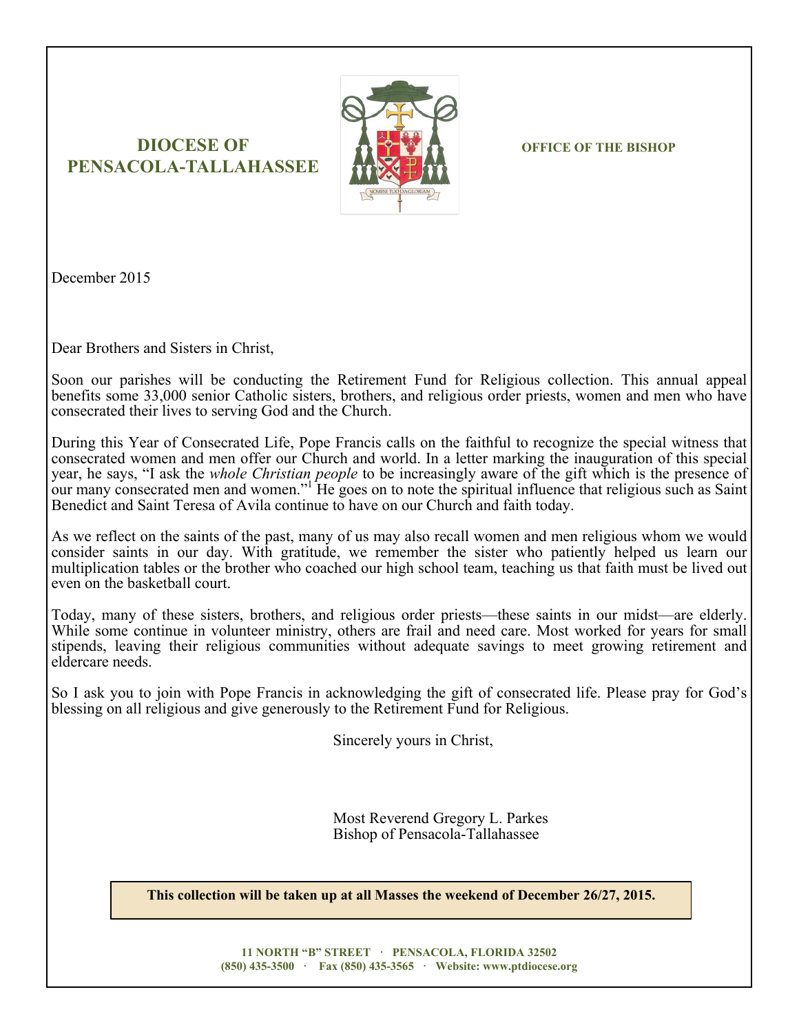**DIOCESE OF PENSACOLA-TALLAHASSEE**

**OFFICE OF THE BISHOP**

NOMINI TUO DA GLORIAM

December 2015

Dear Brothers and Sisters in Christ,

Soon our parishes will be conducting the Retirement Fund for Religious collection. This annual appeal benefits some 33,000 senior Catholic sisters, brothers, and religious order priests, women and men who have consecrated their lives to serving God and the Church.

During this Year of Consecrated Life, Pope Francis calls on the faithful to recognize the special witness that consecrated women and men offer our Church and world. In a letter marking the inauguration of this special year, he says, "I ask the *whole Christian people* to be increasingly aware of the gift which is the presence of our many consecrated men and women."[1] He goes on to note the spiritual influence that religious such as Saint Benedict and Saint Teresa of Avila continue to have on our Church and faith today.

As we reflect on the saints of the past, many of us may also recall women and men religious whom we would consider saints in our day. With gratitude, we remember the sister who patiently helped us learn our multiplication tables or the brother who coached our high school team, teaching us that faith must be lived out even on the basketball court.

Today, many of these sisters, brothers, and religious order priests—these saints in our midst—are elderly. While some continue in volunteer ministry, others are frail and need care. Most worked for years for small stipends, leaving their religious communities without adequate savings to meet growing retirement and eldercare needs.

So I ask you to join with Pope Francis in acknowledging the gift of consecrated life. Please pray for God's blessing on all religious and give generously to the Retirement Fund for Religious.

Sincerely yours in Christ,

Most Reverend Gregory L. Parkes
Bishop of Pensacola-Tallahassee

**This collection will be taken up at all Masses the weekend of December 26/27, 2015.**

**11 NORTH "B" STREET · PENSACOLA, FLORIDA 32502**
**(850) 435-3500 · Fax (850) 435-3565 · Website: www.ptdiocese.org**